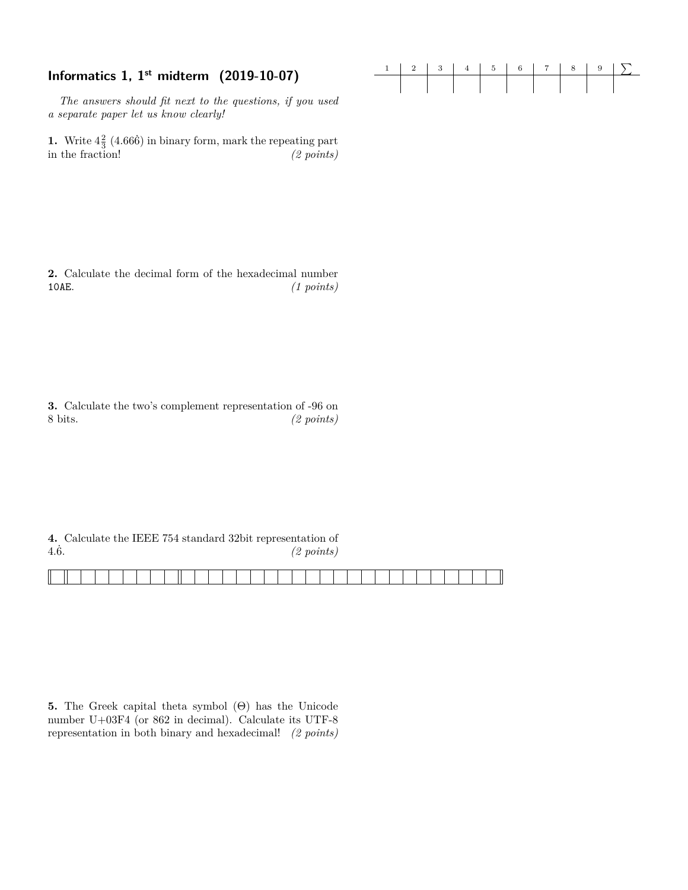## Informatics 1, 1st midterm (2019-10-07)

| 1 | 2 | 3 | 4 | 5 | 6 | 7 | 8 | 9 | ∑ |
|---|---|---|---|---|---|---|---|---|---|
| | | | | | | | | | |

*The answers should fit next to the questions, if you used a separate paper let us know clearly!*

**1.** Write $4\frac{2}{3}$ ($4.66\dot{6}$) in binary form, mark the repeating part in the fraction! *(2 points)*

**2.** Calculate the decimal form of the hexadecimal number `10AE`. *(1 points)*

**3.** Calculate the two's complement representation of -96 on 8 bits. *(2 points)*

**4.** Calculate the IEEE 754 standard 32bit representation of $4.\dot{6}$. *(2 points)*

| | | | | | | | | | | | | | | | | | | | | | | | | | | | | | | | |
|---|---|---|---|---|---|---|---|---|---|---|---|---|---|---|---|---|---|---|---|---|---|---|---|---|---|---|---|---|---|---|---|
| | | | | | | | | | | | | | | | | | | | | | | | | | | | | | | | |

**5.** The Greek capital theta symbol (Θ) has the Unicode number U+03F4 (or 862 in decimal). Calculate its UTF-8 representation in both binary and hexadecimal! *(2 points)*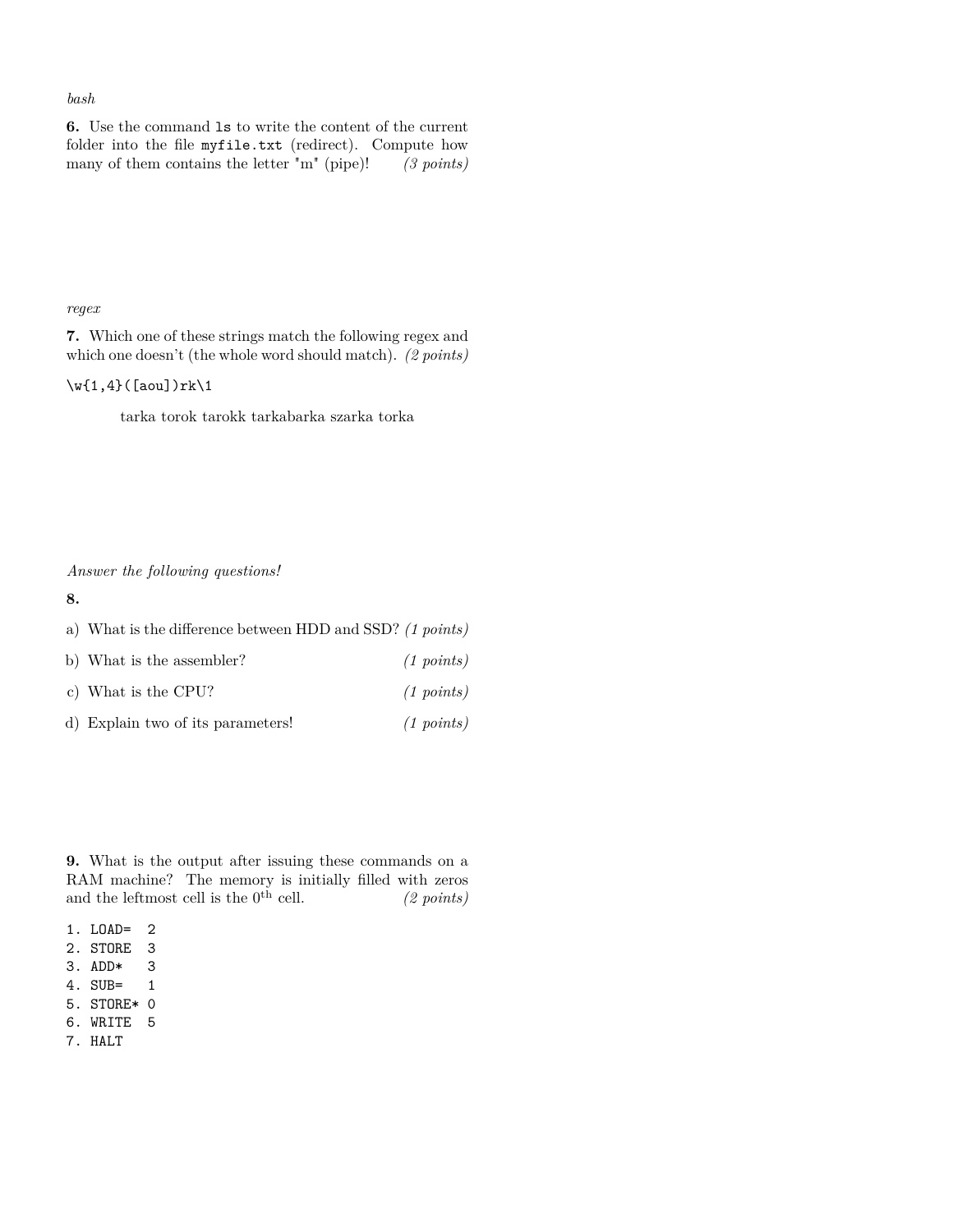*bash*

**6.** Use the command `ls` to write the content of the current folder into the file `myfile.txt` (redirect). Compute how many of them contains the letter "m" (pipe)! *(3 points)*

*regex*

**7.** Which one of these strings match the following regex and which one doesn't (the whole word should match). *(2 points)*

```
\w{1,4}([aou])rk\1
```

tarka torok tarokk tarkabarka szarka torka

*Answer the following questions!*

**8.**

a) What is the difference between HDD and SSD? *(1 points)*

b) What is the assembler? *(1 points)*

c) What is the CPU? *(1 points)*

d) Explain two of its parameters! *(1 points)*

**9.** What is the output after issuing these commands on a RAM machine? The memory is initially filled with zeros and the leftmost cell is the $0^{\text{th}}$ cell. *(2 points)*

```
1. LOAD=  2
2. STORE  3
3. ADD*   3
4. SUB=   1
5. STORE* 0
6. WRITE  5
7. HALT
```